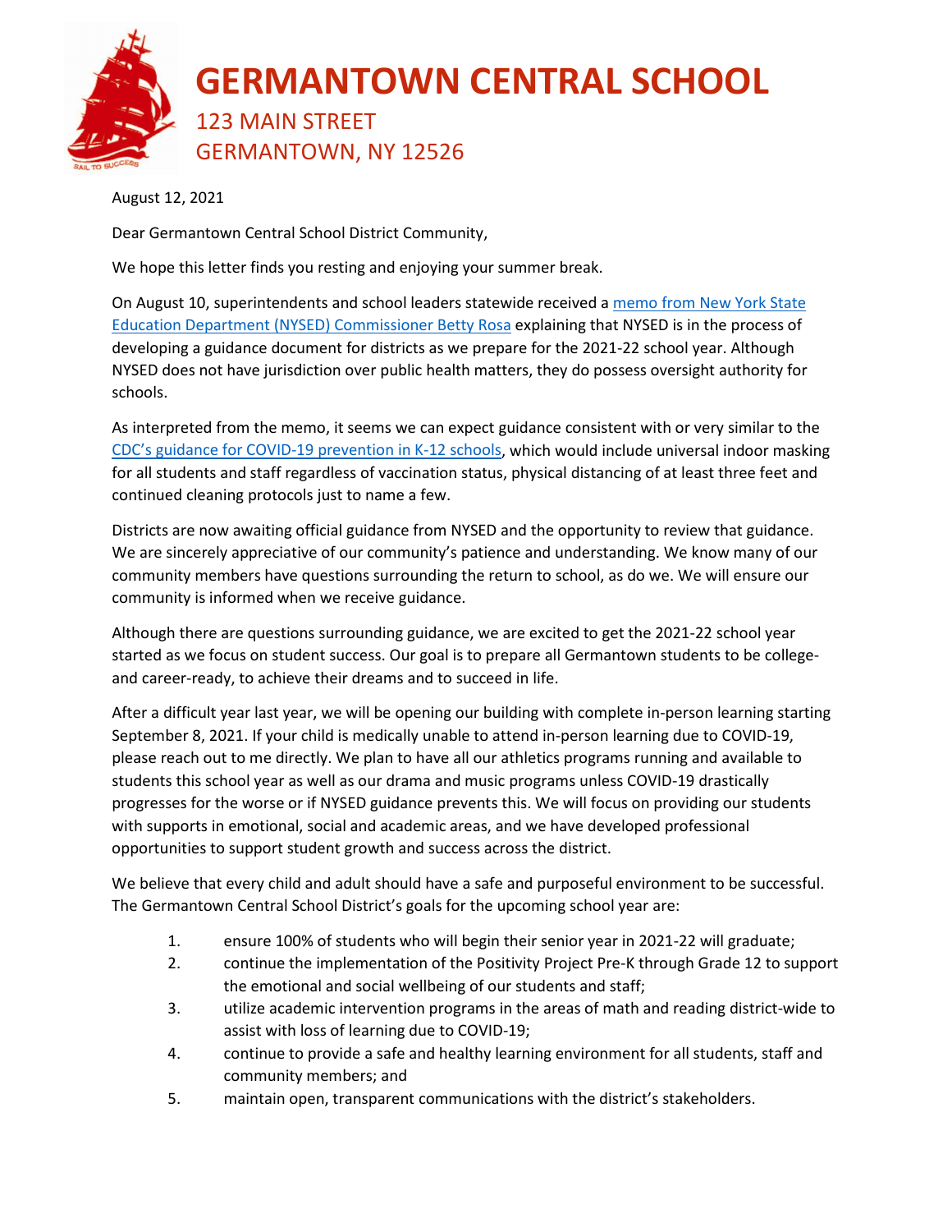# GERMANTOWN CENTRAL SCHOOL

123 MAIN STREET
GERMANTOWN, NY 12526

August 12, 2021

Dear Germantown Central School District Community,

We hope this letter finds you resting and enjoying your summer break.

On August 10, superintendents and school leaders statewide received a [memo from New York State Education Department (NYSED) Commissioner Betty Rosa]() explaining that NYSED is in the process of developing a guidance document for districts as we prepare for the 2021-22 school year. Although NYSED does not have jurisdiction over public health matters, they do possess oversight authority for schools.

As interpreted from the memo, it seems we can expect guidance consistent with or very similar to the [CDC's guidance for COVID-19 prevention in K-12 schools](), which would include universal indoor masking for all students and staff regardless of vaccination status, physical distancing of at least three feet and continued cleaning protocols just to name a few.

Districts are now awaiting official guidance from NYSED and the opportunity to review that guidance. We are sincerely appreciative of our community's patience and understanding. We know many of our community members have questions surrounding the return to school, as do we. We will ensure our community is informed when we receive guidance.

Although there are questions surrounding guidance, we are excited to get the 2021-22 school year started as we focus on student success. Our goal is to prepare all Germantown students to be college- and career-ready, to achieve their dreams and to succeed in life.

After a difficult year last year, we will be opening our building with complete in-person learning starting September 8, 2021. If your child is medically unable to attend in-person learning due to COVID-19, please reach out to me directly. We plan to have all our athletics programs running and available to students this school year as well as our drama and music programs unless COVID-19 drastically progresses for the worse or if NYSED guidance prevents this. We will focus on providing our students with supports in emotional, social and academic areas, and we have developed professional opportunities to support student growth and success across the district.

We believe that every child and adult should have a safe and purposeful environment to be successful. The Germantown Central School District's goals for the upcoming school year are:

1. ensure 100% of students who will begin their senior year in 2021-22 will graduate;
2. continue the implementation of the Positivity Project Pre-K through Grade 12 to support the emotional and social wellbeing of our students and staff;
3. utilize academic intervention programs in the areas of math and reading district-wide to assist with loss of learning due to COVID-19;
4. continue to provide a safe and healthy learning environment for all students, staff and community members; and
5. maintain open, transparent communications with the district's stakeholders.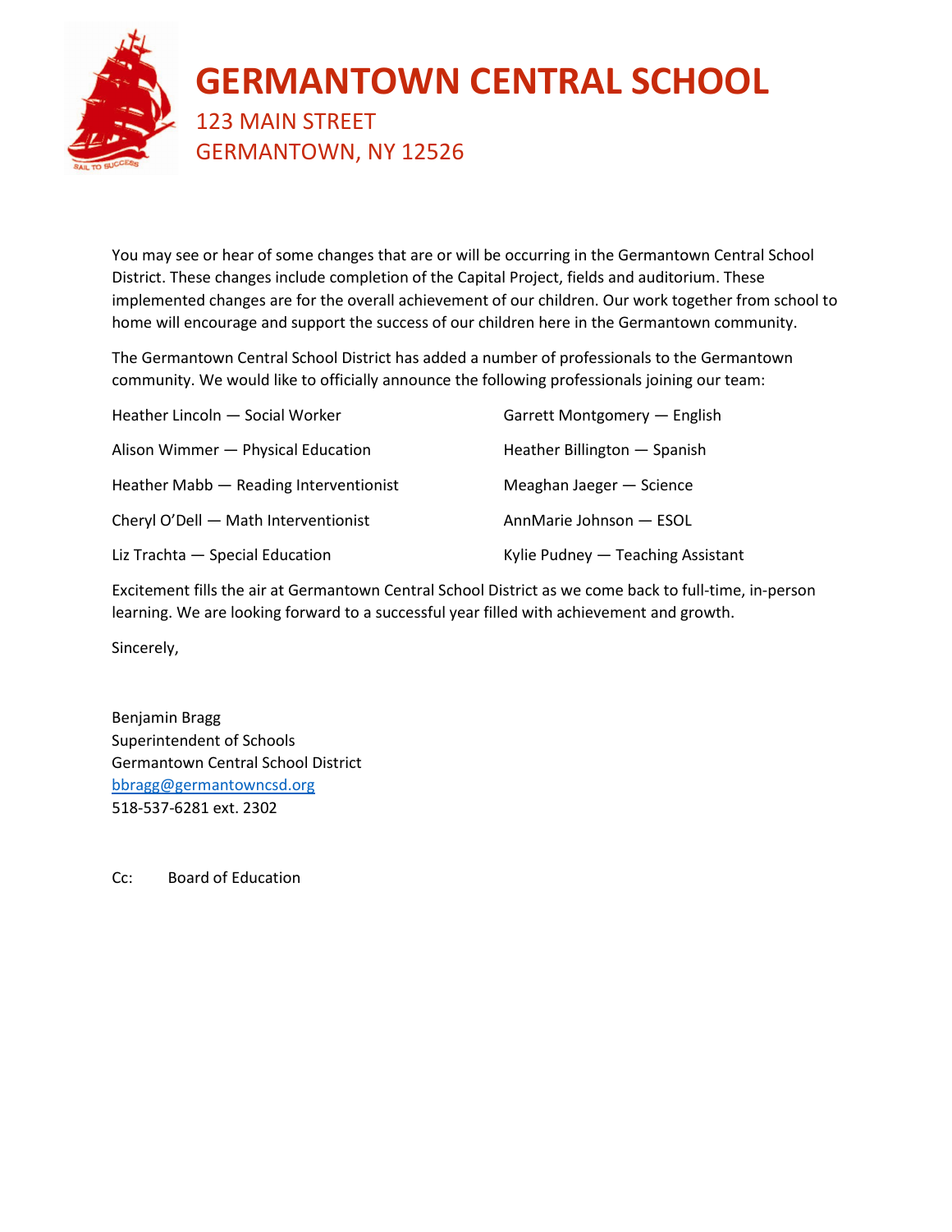# GERMANTOWN CENTRAL SCHOOL

123 MAIN STREET
GERMANTOWN, NY 12526

You may see or hear of some changes that are or will be occurring in the Germantown Central School District. These changes include completion of the Capital Project, fields and auditorium. These implemented changes are for the overall achievement of our children. Our work together from school to home will encourage and support the success of our children here in the Germantown community.

The Germantown Central School District has added a number of professionals to the Germantown community. We would like to officially announce the following professionals joining our team:

| | |
|---|---|
| Heather Lincoln — Social Worker | Garrett Montgomery — English |
| Alison Wimmer — Physical Education | Heather Billington — Spanish |
| Heather Mabb — Reading Interventionist | Meaghan Jaeger — Science |
| Cheryl O'Dell — Math Interventionist | AnnMarie Johnson — ESOL |
| Liz Trachta — Special Education | Kylie Pudney — Teaching Assistant |

Excitement fills the air at Germantown Central School District as we come back to full-time, in-person learning. We are looking forward to a successful year filled with achievement and growth.

Sincerely,

Benjamin Bragg
Superintendent of Schools
Germantown Central School District
bbragg@germantowncsd.org
518-537-6281 ext. 2302

Cc: Board of Education